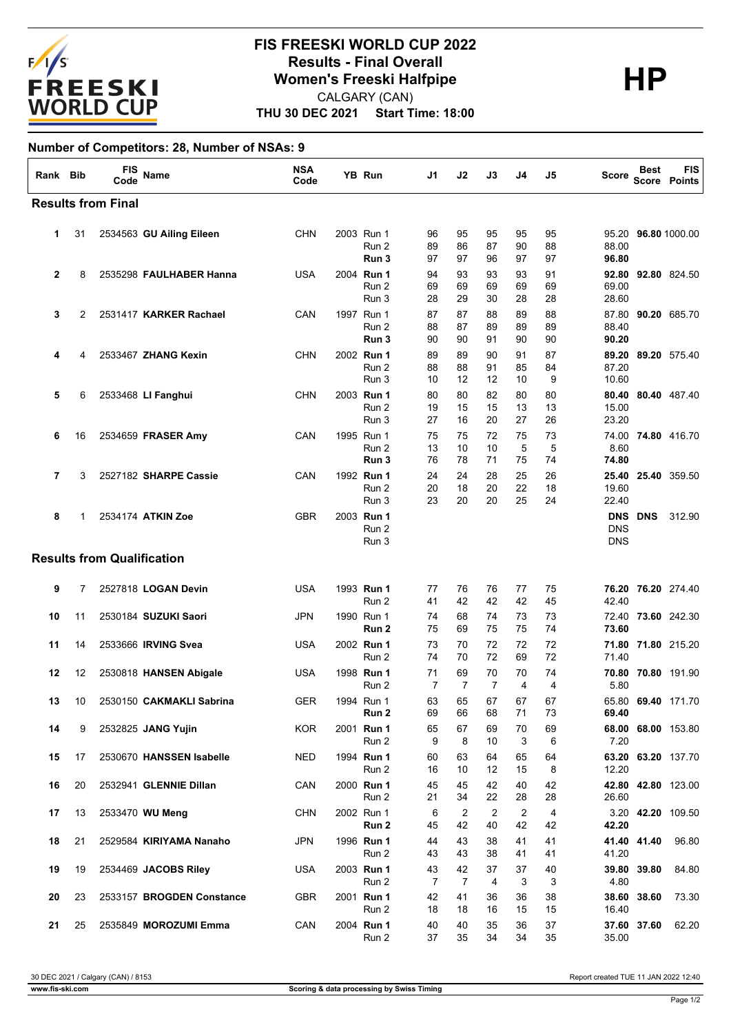# FIS FREESKI WORLD CUP 2022

## Results - Final Overall

## Women's Freeski Halfpipe

CALGARY (CAN)

**THU 30 DEC 2021 Start Time: 18:00**

**HP**

**Number of Competitors: 28, Number of NSAs: 9**

| Rank | Bib | FIS Code | Name | NSA Code | YB | Run | J1 | J2 | J3 | J4 | J5 | Score | Best Score | FIS Points |
|---|---|---|---|---|---|---|---|---|---|---|---|---|---|---|
| **Results from Final** | | | | | | | | | | | | | | |
| 1 | 31 | 2534563 | **GU Ailing Eileen** | CHN | 2003 | Run 1 | 96 | 95 | 95 | 95 | 95 | 95.20 | **96.80** | 1000.00 |
| | | | | | | Run 2 | 89 | 86 | 87 | 90 | 88 | 88.00 | | |
| | | | | | | **Run 3** | 97 | 97 | 96 | 97 | 97 | **96.80** | | |
| 2 | 8 | 2535298 | **FAULHABER Hanna** | USA | 2004 | **Run 1** | 94 | 93 | 93 | 93 | 91 | **92.80** | **92.80** | 824.50 |
| | | | | | | Run 2 | 69 | 69 | 69 | 69 | 69 | 69.00 | | |
| | | | | | | Run 3 | 28 | 29 | 30 | 28 | 28 | 28.60 | | |
| 3 | 2 | 2531417 | **KARKER Rachael** | CAN | 1997 | Run 1 | 87 | 87 | 88 | 89 | 88 | 87.80 | **90.20** | 685.70 |
| | | | | | | Run 2 | 88 | 87 | 89 | 89 | 89 | 88.40 | | |
| | | | | | | **Run 3** | 90 | 90 | 91 | 90 | 90 | **90.20** | | |
| 4 | 4 | 2533467 | **ZHANG Kexin** | CHN | 2002 | **Run 1** | 89 | 89 | 90 | 91 | 87 | **89.20** | **89.20** | 575.40 |
| | | | | | | Run 2 | 88 | 88 | 91 | 85 | 84 | 87.20 | | |
| | | | | | | Run 3 | 10 | 12 | 12 | 10 | 9 | 10.60 | | |
| 5 | 6 | 2533468 | **LI Fanghui** | CHN | 2003 | **Run 1** | 80 | 80 | 82 | 80 | 80 | **80.40** | **80.40** | 487.40 |
| | | | | | | Run 2 | 19 | 15 | 15 | 13 | 13 | 15.00 | | |
| | | | | | | Run 3 | 27 | 16 | 20 | 27 | 26 | 23.20 | | |
| 6 | 16 | 2534659 | **FRASER Amy** | CAN | 1995 | Run 1 | 75 | 75 | 72 | 75 | 73 | 74.00 | **74.80** | 416.70 |
| | | | | | | Run 2 | 13 | 10 | 10 | 5 | 5 | 8.60 | | |
| | | | | | | **Run 3** | 76 | 78 | 71 | 75 | 74 | **74.80** | | |
| 7 | 3 | 2527182 | **SHARPE Cassie** | CAN | 1992 | **Run 1** | 24 | 24 | 28 | 25 | 26 | **25.40** | **25.40** | 359.50 |
| | | | | | | Run 2 | 20 | 18 | 20 | 22 | 18 | 19.60 | | |
| | | | | | | Run 3 | 23 | 20 | 20 | 25 | 24 | 22.40 | | |
| 8 | 1 | 2534174 | **ATKIN Zoe** | GBR | 2003 | **Run 1** | | | | | | **DNS** | **DNS** | 312.90 |
| | | | | | | Run 2 | | | | | | DNS | | |
| | | | | | | Run 3 | | | | | | DNS | | |
| **Results from Qualification** | | | | | | | | | | | | | | |
| 9 | 7 | 2527818 | **LOGAN Devin** | USA | 1993 | **Run 1** | 77 | 76 | 76 | 77 | 75 | **76.20** | **76.20** | 274.40 |
| | | | | | | Run 2 | 41 | 42 | 42 | 42 | 45 | 42.40 | | |
| 10 | 11 | 2530184 | **SUZUKI Saori** | JPN | 1990 | Run 1 | 74 | 68 | 74 | 73 | 73 | 72.40 | **73.60** | 242.30 |
| | | | | | | **Run 2** | 75 | 69 | 75 | 75 | 74 | **73.60** | | |
| 11 | 14 | 2533666 | **IRVING Svea** | USA | 2002 | **Run 1** | 73 | 70 | 72 | 72 | 72 | **71.80** | **71.80** | 215.20 |
| | | | | | | Run 2 | 74 | 70 | 72 | 69 | 72 | 71.40 | | |
| 12 | 12 | 2530818 | **HANSEN Abigale** | USA | 1998 | **Run 1** | 71 | 69 | 70 | 70 | 74 | **70.80** | **70.80** | 191.90 |
| | | | | | | Run 2 | 7 | 7 | 7 | 4 | 4 | 5.80 | | |
| 13 | 10 | 2530150 | **CAKMAKLI Sabrina** | GER | 1994 | Run 1 | 63 | 65 | 67 | 67 | 67 | 65.80 | **69.40** | 171.70 |
| | | | | | | **Run 2** | 69 | 66 | 68 | 71 | 73 | **69.40** | | |
| 14 | 9 | 2532825 | **JANG Yujin** | KOR | 2001 | **Run 1** | 65 | 67 | 69 | 70 | 69 | **68.00** | **68.00** | 153.80 |
| | | | | | | Run 2 | 9 | 8 | 10 | 3 | 6 | 7.20 | | |
| 15 | 17 | 2530670 | **HANSSEN Isabelle** | NED | 1994 | **Run 1** | 60 | 63 | 64 | 65 | 64 | **63.20** | **63.20** | 137.70 |
| | | | | | | Run 2 | 16 | 10 | 12 | 15 | 8 | 12.20 | | |
| 16 | 20 | 2532941 | **GLENNIE Dillan** | CAN | 2000 | **Run 1** | 45 | 45 | 42 | 40 | 42 | **42.80** | **42.80** | 123.00 |
| | | | | | | Run 2 | 21 | 34 | 22 | 28 | 28 | 26.60 | | |
| 17 | 13 | 2533470 | **WU Meng** | CHN | 2002 | Run 1 | 6 | 2 | 2 | 2 | 4 | 3.20 | **42.20** | 109.50 |
| | | | | | | **Run 2** | 45 | 42 | 40 | 42 | 42 | **42.20** | | |
| 18 | 21 | 2529584 | **KIRIYAMA Nanaho** | JPN | 1996 | **Run 1** | 44 | 43 | 38 | 41 | 41 | **41.40** | **41.40** | 96.80 |
| | | | | | | Run 2 | 43 | 43 | 38 | 41 | 41 | 41.20 | | |
| 19 | 19 | 2534469 | **JACOBS Riley** | USA | 2003 | **Run 1** | 43 | 42 | 37 | 37 | 40 | **39.80** | **39.80** | 84.80 |
| | | | | | | Run 2 | 7 | 7 | 4 | 3 | 3 | 4.80 | | |
| 20 | 23 | 2533157 | **BROGDEN Constance** | GBR | 2001 | **Run 1** | 42 | 41 | 36 | 36 | 38 | **38.60** | **38.60** | 73.30 |
| | | | | | | Run 2 | 18 | 18 | 16 | 15 | 15 | 16.40 | | |
| 21 | 25 | 2535849 | **MOROZUMI Emma** | CAN | 2004 | **Run 1** | 40 | 40 | 35 | 36 | 37 | **37.60** | **37.60** | 62.20 |
| | | | | | | Run 2 | 37 | 35 | 34 | 34 | 35 | 35.00 | | |

30 DEC 2021 / Calgary (CAN) / 8153 — Report created TUE 11 JAN 2022 12:40

www.fis-ski.com — Scoring & data processing by Swiss Timing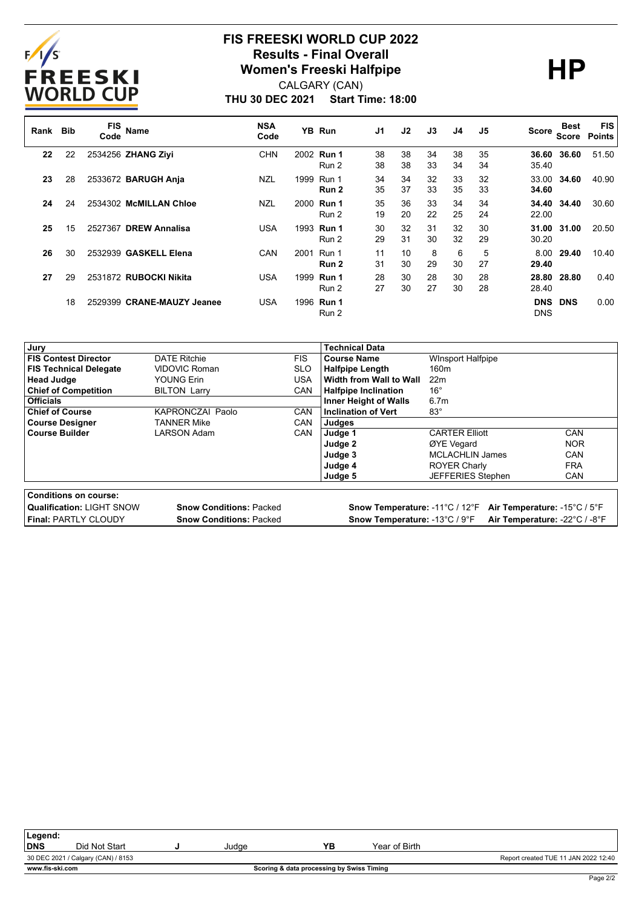# FIS FREESKI WORLD CUP 2022

## Results - Final Overall

## Women's Freeski Halfpipe

CALGARY (CAN)

**THU 30 DEC 2021 Start Time: 18:00**

**HP**

| Rank | Bib | FIS Code | Name | NSA Code | YB | Run | J1 | J2 | J3 | J4 | J5 | Score | Best Score | FIS Points |
|---|---|---|---|---|---|---|---|---|---|---|---|---|---|---|
| 22 | 22 | 2534256 | **ZHANG Ziyi** | CHN | 2002 | **Run 1** | 38 | 38 | 34 | 38 | 35 | **36.60** | **36.60** | 51.50 |
| | | | | | | Run 2 | 38 | 38 | 33 | 34 | 34 | 35.40 | | |
| 23 | 28 | 2533672 | **BARUGH Anja** | NZL | 1999 | Run 1 | 34 | 34 | 32 | 33 | 32 | 33.00 | **34.60** | 40.90 |
| | | | | | | **Run 2** | 35 | 37 | 33 | 35 | 33 | **34.60** | | |
| 24 | 24 | 2534302 | **McMILLAN Chloe** | NZL | 2000 | **Run 1** | 35 | 36 | 33 | 34 | 34 | **34.40** | **34.40** | 30.60 |
| | | | | | | Run 2 | 19 | 20 | 22 | 25 | 24 | 22.00 | | |
| 25 | 15 | 2527367 | **DREW Annalisa** | USA | 1993 | **Run 1** | 30 | 32 | 31 | 32 | 30 | **31.00** | **31.00** | 20.50 |
| | | | | | | Run 2 | 29 | 31 | 30 | 32 | 29 | 30.20 | | |
| 26 | 30 | 2532939 | **GASKELL Elena** | CAN | 2001 | Run 1 | 11 | 10 | 8 | 6 | 5 | 8.00 | **29.40** | 10.40 |
| | | | | | | **Run 2** | 31 | 30 | 29 | 30 | 27 | **29.40** | | |
| 27 | 29 | 2531872 | **RUBOCKI Nikita** | USA | 1999 | **Run 1** | 28 | 30 | 28 | 30 | 28 | **28.80** | **28.80** | 0.40 |
| | | | | | | Run 2 | 27 | 30 | 27 | 30 | 28 | 28.40 | | |
| | 18 | 2529399 | **CRANE-MAUZY Jeanee** | USA | 1996 | **Run 1** | | | | | | **DNS** | **DNS** | 0.00 |
| | | | | | | Run 2 | | | | | | DNS | | |

| Jury | | | Technical Data | | |
|---|---|---|---|---|---|
| **FIS Contest Director** | DATE Ritchie | FIS | **Course Name** | WInsport Halfpipe | |
| **FIS Technical Delegate** | VIDOVIC Roman | SLO | **Halfpipe Length** | 160m | |
| **Head Judge** | YOUNG Erin | USA | **Width from Wall to Wall** | 22m | |
| **Chief of Competition** | BILTON Larry | CAN | **Halfpipe Inclination** | 16° | |
| **Officials** | | | **Inner Height of Walls** | 6.7m | |
| **Chief of Course** | KAPRONCZAI Paolo | CAN | **Inclination of Vert** | 83° | |
| **Course Designer** | TANNER Mike | CAN | **Judges** | | |
| **Course Builder** | LARSON Adam | CAN | **Judge 1** | CARTER Elliott | CAN |
| | | | **Judge 2** | ØYE Vegard | NOR |
| | | | **Judge 3** | MCLACHLIN James | CAN |
| | | | **Judge 4** | ROYER Charly | FRA |
| | | | **Judge 5** | JEFFERIES Stephen | CAN |

| Conditions on course: | | | |
|---|---|---|---|
| **Qualification:** LIGHT SNOW | **Snow Conditions:** Packed | **Snow Temperature:** -11°C / 12°F | **Air Temperature:** -15°C / 5°F |
| **Final:** PARTLY CLOUDY | **Snow Conditions:** Packed | **Snow Temperature:** -13°C / 9°F | **Air Temperature:** -22°C / -8°F |

**Legend:**

**DNS** Did Not Start **J** Judge **YB** Year of Birth

30 DEC 2021 / Calgary (CAN) / 8153 — Report created TUE 11 JAN 2022 12:40

www.fis-ski.com — Scoring & data processing by Swiss Timing